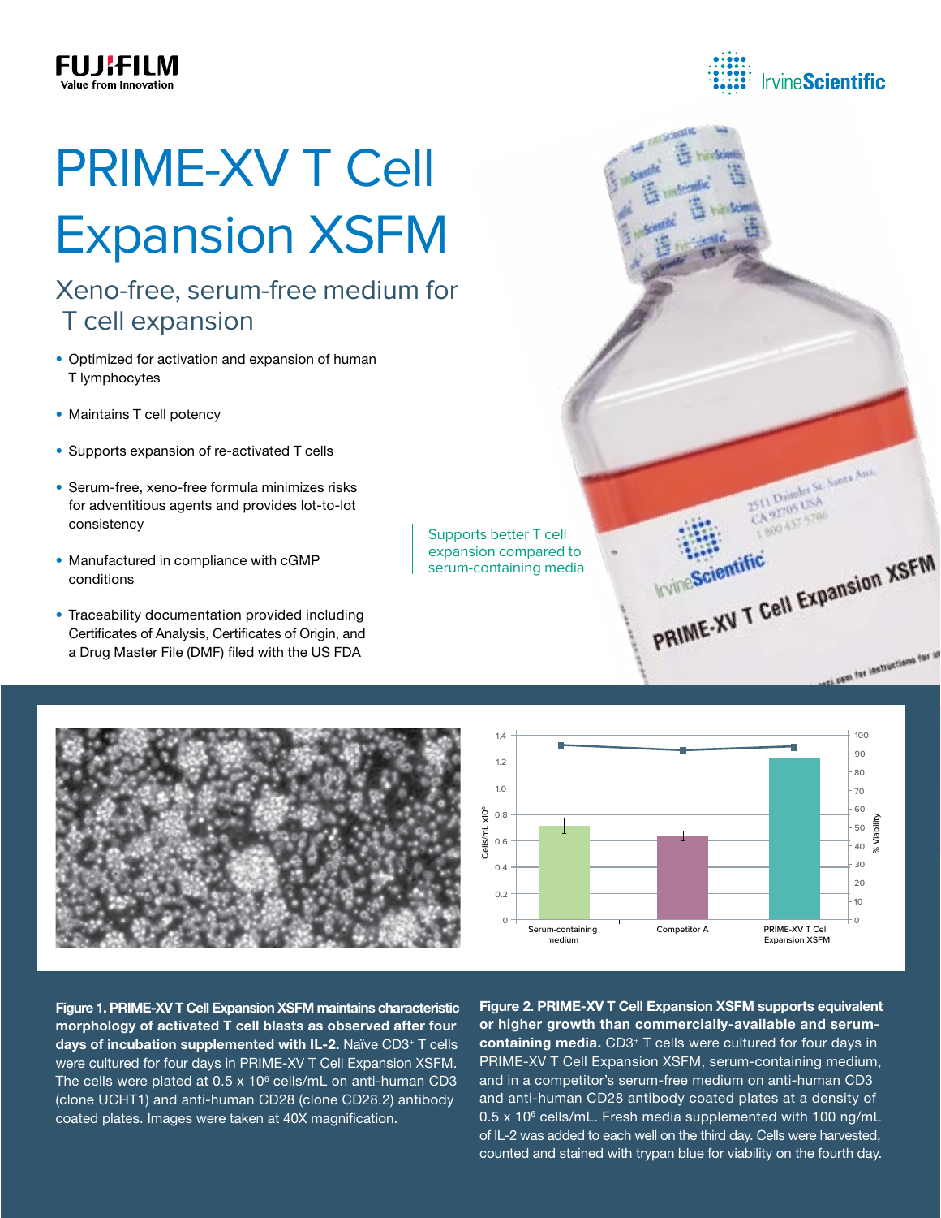# PRIME-XV T Cell Expansion XSFM

## Xeno-free, serum-free medium for T cell expansion

- Optimized for activation and expansion of human T lymphocytes
- Maintains T cell potency
- Supports expansion of re-activated T cells
- Serum-free, xeno-free formula minimizes risks for adventitious agents and provides lot-to-lot consistency
- Manufactured in compliance with cGMP conditions
- Traceability documentation provided including Certificates of Analysis, Certificates of Origin, and a Drug Master File (DMF) filed with the US FDA

Supports better T cell expansion compared to serum-containing media

**Figure 1. PRIME-XV T Cell Expansion XSFM maintains characteristic morphology of activated T cell blasts as observed after four days of incubation supplemented with IL-2.** Naïve $CD3^+$ T cells were cultured for four days in PRIME-XV T Cell Expansion XSFM. The cells were plated at 0.5 x $10^6$ cells/mL on anti-human CD3 (clone UCHT1) and anti-human CD28 (clone CD28.2) antibody coated plates. Images were taken at 40X magnification.

**Figure 2. PRIME-XV T Cell Expansion XSFM supports equivalent or higher growth than commercially-available and serum-containing media.** $CD3^+$ T cells were cultured for four days in PRIME-XV T Cell Expansion XSFM, serum-containing medium, and in a competitor's serum-free medium on anti-human CD3 and anti-human CD28 antibody coated plates at a density of 0.5 x $10^6$ cells/mL. Fresh media supplemented with 100 ng/mL of IL-2 was added to each well on the third day. Cells were harvested, counted and stained with trypan blue for viability on the fourth day.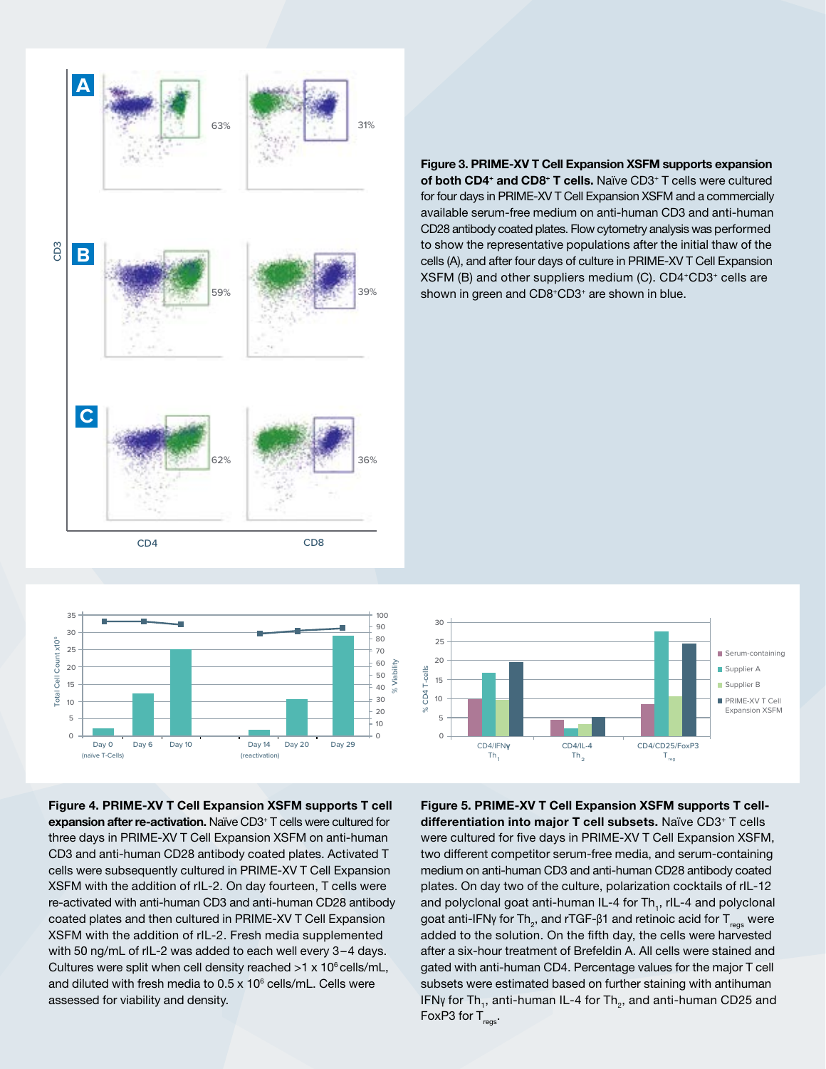**Figure 3. PRIME-XV T Cell Expansion XSFM supports expansion of both $CD4^+$ and $CD8^+$ T cells.** Naïve $CD3^+$ T cells were cultured for four days in PRIME-XV T Cell Expansion XSFM and a commercially available serum-free medium on anti-human CD3 and anti-human CD28 antibody coated plates. Flow cytometry analysis was performed to show the representative populations after the initial thaw of the cells (A), and after four days of culture in PRIME-XV T Cell Expansion XSFM (B) and other suppliers medium (C). $CD4^+CD3^+$ cells are shown in green and $CD8^+CD3^+$ are shown in blue.

**Figure 4. PRIME-XV T Cell Expansion XSFM supports T cell expansion after re-activation.** Naïve $CD3^+$ T cells were cultured for three days in PRIME-XV T Cell Expansion XSFM on anti-human CD3 and anti-human CD28 antibody coated plates. Activated T cells were subsequently cultured in PRIME-XV T Cell Expansion XSFM with the addition of rIL-2. On day fourteen, T cells were re-activated with anti-human CD3 and anti-human CD28 antibody coated plates and then cultured in PRIME-XV T Cell Expansion XSFM with the addition of rIL-2. Fresh media supplemented with 50 ng/mL of rIL-2 was added to each well every 3–4 days. Cultures were split when cell density reached >1 x $10^6$ cells/mL, and diluted with fresh media to 0.5 x $10^6$ cells/mL. Cells were assessed for viability and density.

**Figure 5. PRIME-XV T Cell Expansion XSFM supports T cell-differentiation into major T cell subsets.** Naïve $CD3^+$ T cells were cultured for five days in PRIME-XV T Cell Expansion XSFM, two different competitor serum-free media, and serum-containing medium on anti-human CD3 and anti-human CD28 antibody coated plates. On day two of the culture, polarization cocktails of rIL-12 and polyclonal goat anti-human IL-4 for $Th_1$, rIL-4 and polyclonal goat anti-IFNγ for $Th_2$, and rTGF-β1 and retinoic acid for $T_{regs}$ were added to the solution. On the fifth day, the cells were harvested after a six-hour treatment of Brefeldin A. All cells were stained and gated with anti-human CD4. Percentage values for the major T cell subsets were estimated based on further staining with antihuman IFNγ for $Th_1$, anti-human IL-4 for $Th_2$, and anti-human CD25 and FoxP3 for $T_{regs}$.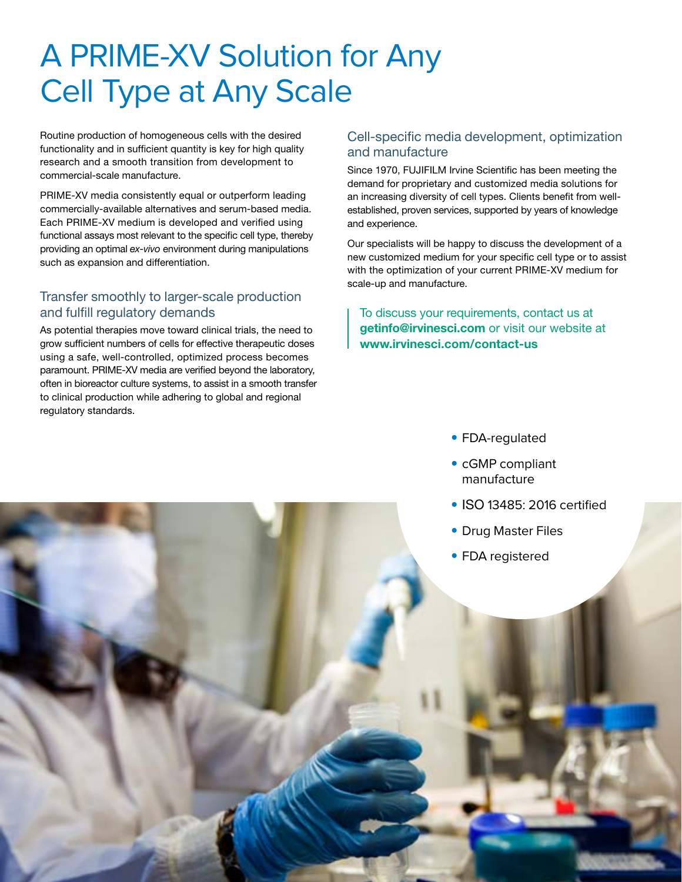# A PRIME-XV Solution for Any Cell Type at Any Scale

Routine production of homogeneous cells with the desired functionality and in sufficient quantity is key for high quality research and a smooth transition from development to commercial-scale manufacture.

PRIME-XV media consistently equal or outperform leading commercially-available alternatives and serum-based media. Each PRIME-XV medium is developed and verified using functional assays most relevant to the specific cell type, thereby providing an optimal *ex-vivo* environment during manipulations such as expansion and differentiation.

## Transfer smoothly to larger-scale production and fulfill regulatory demands

As potential therapies move toward clinical trials, the need to grow sufficient numbers of cells for effective therapeutic doses using a safe, well-controlled, optimized process becomes paramount. PRIME-XV media are verified beyond the laboratory, often in bioreactor culture systems, to assist in a smooth transfer to clinical production while adhering to global and regional regulatory standards.

## Cell-specific media development, optimization and manufacture

Since 1970, FUJIFILM Irvine Scientific has been meeting the demand for proprietary and customized media solutions for an increasing diversity of cell types. Clients benefit from well-established, proven services, supported by years of knowledge and experience.

Our specialists will be happy to discuss the development of a new customized medium for your specific cell type or to assist with the optimization of your current PRIME-XV medium for scale-up and manufacture.

To discuss your requirements, contact us at **getinfo@irvinesci.com** or visit our website at **www.irvinesci.com/contact-us**

- FDA-regulated
- cGMP compliant manufacture
- ISO 13485: 2016 certified
- Drug Master Files
- FDA registered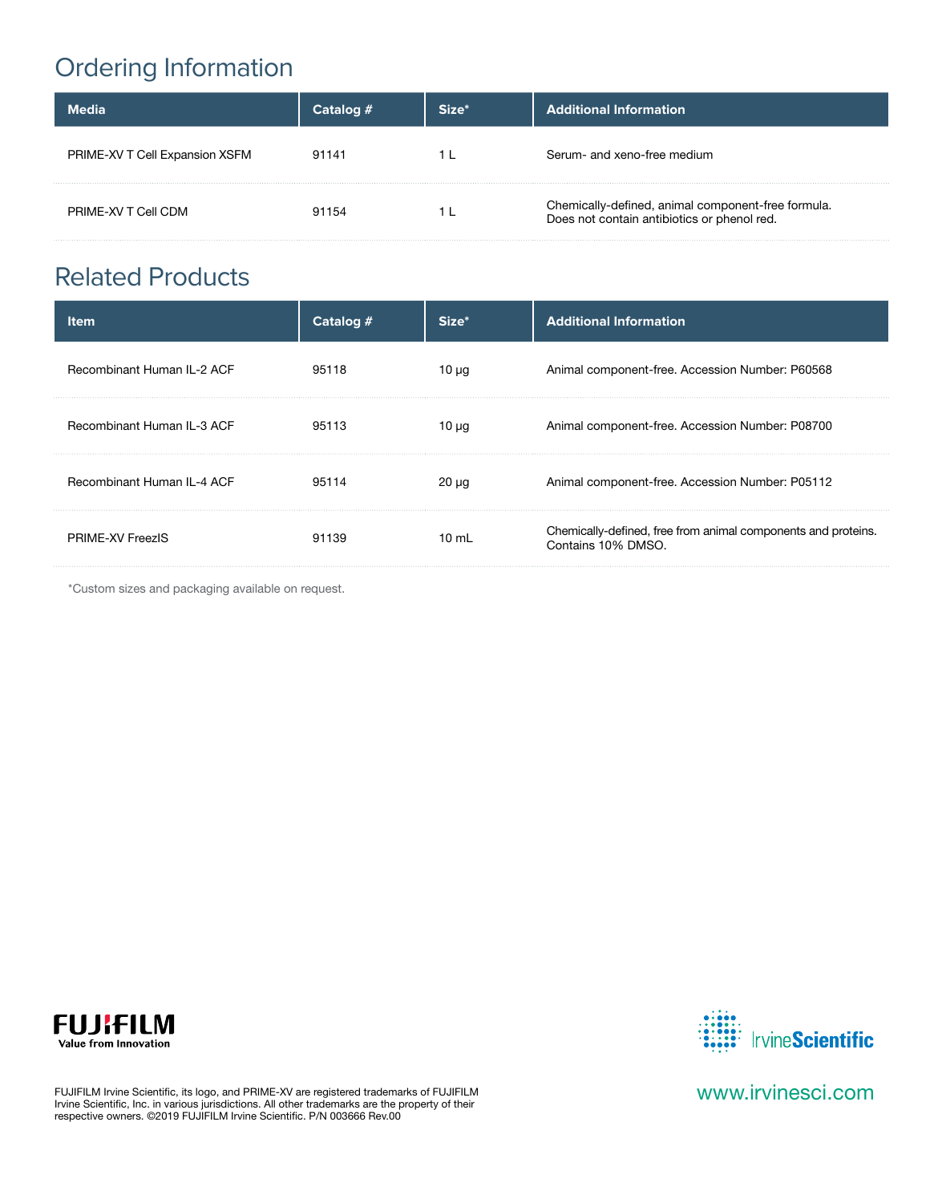## Ordering Information

| Media | Catalog # | Size* | Additional Information |
|---|---|---|---|
| PRIME-XV T Cell Expansion XSFM | 91141 | 1 L | Serum- and xeno-free medium |
| PRIME-XV T Cell CDM | 91154 | 1 L | Chemically-defined, animal component-free formula. Does not contain antibiotics or phenol red. |

## Related Products

| Item | Catalog # | Size* | Additional Information |
|---|---|---|---|
| Recombinant Human IL-2 ACF | 95118 | 10 µg | Animal component-free. Accession Number: P60568 |
| Recombinant Human IL-3 ACF | 95113 | 10 µg | Animal component-free. Accession Number: P08700 |
| Recombinant Human IL-4 ACF | 95114 | 20 µg | Animal component-free. Accession Number: P05112 |
| PRIME-XV FreezIS | 91139 | 10 mL | Chemically-defined, free from animal components and proteins. Contains 10% DMSO. |

*Custom sizes and packaging available on request.

FUJIFILM
Value from Innovation

IrvineScientific

FUJIFILM Irvine Scientific, its logo, and PRIME-XV are registered trademarks of FUJIFILM Irvine Scientific, Inc. in various jurisdictions. All other trademarks are the property of their respective owners. ©2019 FUJIFILM Irvine Scientific. P/N 003666 Rev.00

www.irvinesci.com